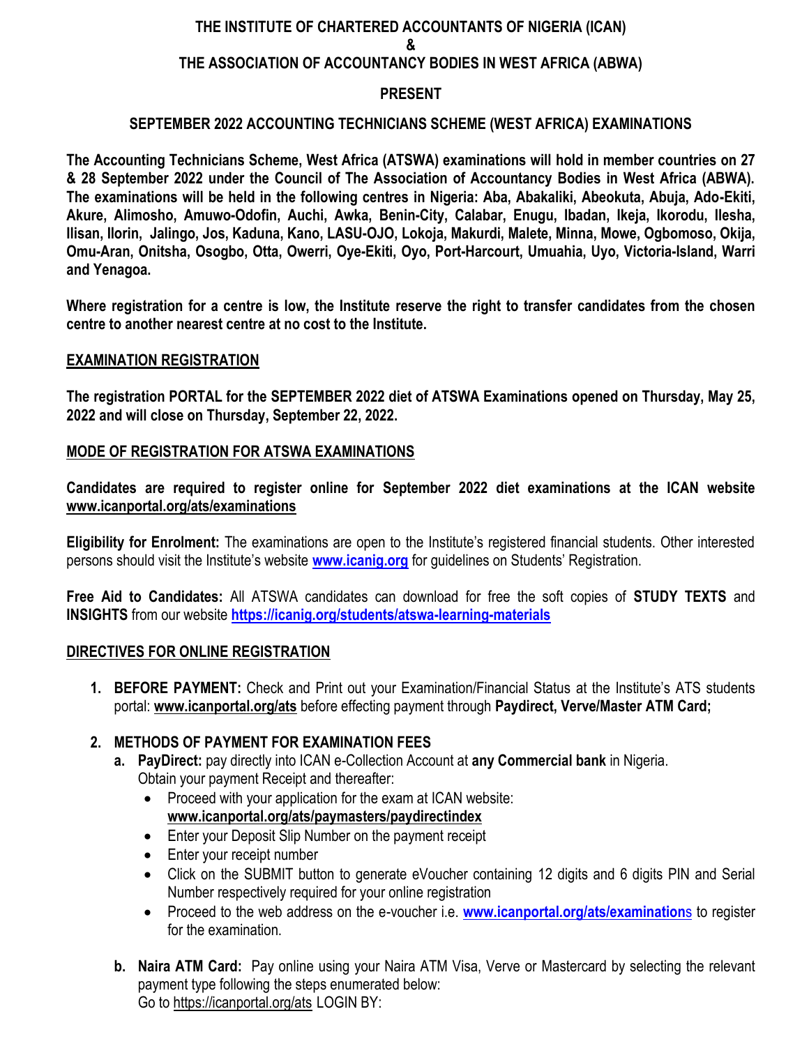# THE INSTITUTE OF CHARTERED ACCOUNTANTS OF NIGERIA (ICAN)

# &

# THE ASSOCIATION OF ACCOUNTANCY BODIES IN WEST AFRICA (ABWA)

## PRESENT

## SEPTEMBER 2022 ACCOUNTING TECHNICIANS SCHEME (WEST AFRICA) EXAMINATIONS

**The Accounting Technicians Scheme, West Africa (ATSWA) examinations will hold in member countries on 27 & 28 September 2022 under the Council of The Association of Accountancy Bodies in West Africa (ABWA). The examinations will be held in the following centres in Nigeria: Aba, Abakaliki, Abeokuta, Abuja, Ado-Ekiti, Akure, Alimosho, Amuwo-Odofin, Auchi, Awka, Benin-City, Calabar, Enugu, Ibadan, Ikeja, Ikorodu, Ilesha, Ilisan, Ilorin, Jalingo, Jos, Kaduna, Kano, LASU-OJO, Lokoja, Makurdi, Malete, Minna, Mowe, Ogbomoso, Okija, Omu-Aran, Onitsha, Osogbo, Otta, Owerri, Oye-Ekiti, Oyo, Port-Harcourt, Umuahia, Uyo, Victoria-Island, Warri and Yenagoa.**

**Where registration for a centre is low, the Institute reserve the right to transfer candidates from the chosen centre to another nearest centre at no cost to the Institute.**

## EXAMINATION REGISTRATION

**The registration PORTAL for the SEPTEMBER 2022 diet of ATSWA Examinations opened on Thursday, May 25, 2022 and will close on Thursday, September 22, 2022.**

## MODE OF REGISTRATION FOR ATSWA EXAMINATIONS

**Candidates are required to register online for September 2022 diet examinations at the ICAN website www.icanportal.org/ats/examinations**

**Eligibility for Enrolment:** The examinations are open to the Institute's registered financial students. Other interested persons should visit the Institute's website **www.icanig.org** for guidelines on Students' Registration.

**Free Aid to Candidates:** All ATSWA candidates can download for free the soft copies of **STUDY TEXTS** and **INSIGHTS** from our website **https://icanig.org/students/atswa-learning-materials**

## DIRECTIVES FOR ONLINE REGISTRATION

1. **BEFORE PAYMENT:** Check and Print out your Examination/Financial Status at the Institute's ATS students portal: **www.icanportal.org/ats** before effecting payment through **Paydirect, Verve/Master ATM Card;**

2. **METHODS OF PAYMENT FOR EXAMINATION FEES**
   a. **PayDirect:** pay directly into ICAN e-Collection Account at **any Commercial bank** in Nigeria. Obtain your payment Receipt and thereafter:
      - Proceed with your application for the exam at ICAN website: **www.icanportal.org/ats/paymasters/paydirectindex**
      - Enter your Deposit Slip Number on the payment receipt
      - Enter your receipt number
      - Click on the SUBMIT button to generate eVoucher containing 12 digits and 6 digits PIN and Serial Number respectively required for your online registration
      - Proceed to the web address on the e-voucher i.e. **www.icanportal.org/ats/examinations** to register for the examination.

   b. **Naira ATM Card:** Pay online using your Naira ATM Visa, Verve or Mastercard by selecting the relevant payment type following the steps enumerated below:
   Go to https://icanportal.org/ats LOGIN BY: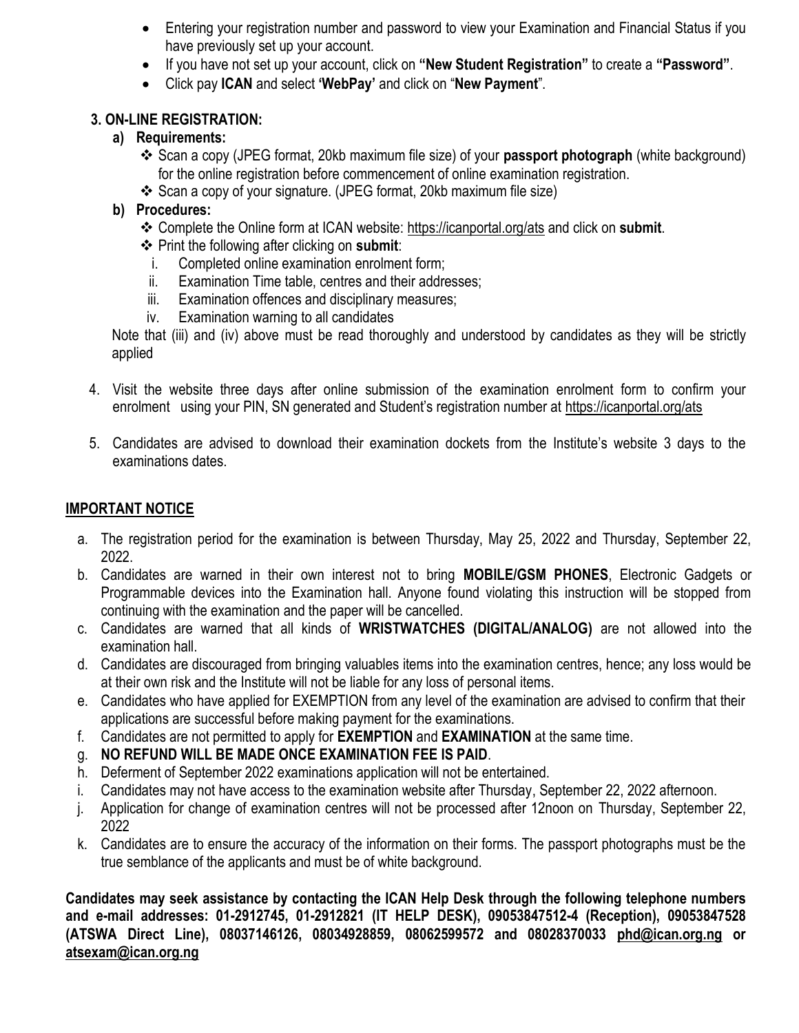- Entering your registration number and password to view your Examination and Financial Status if you have previously set up your account.
- If you have not set up your account, click on **"New Student Registration"** to create a **"Password"**.
- Click pay **ICAN** and select **'WebPay'** and click on "**New Payment**".

**3. ON-LINE REGISTRATION:**

**a) Requirements:**

- Scan a copy (JPEG format, 20kb maximum file size) of your **passport photograph** (white background) for the online registration before commencement of online examination registration.
- Scan a copy of your signature. (JPEG format, 20kb maximum file size)

**b) Procedures:**

- Complete the Online form at ICAN website: https://icanportal.org/ats and click on **submit**.
- Print the following after clicking on **submit**:
  1. Completed online examination enrolment form;
  2. Examination Time table, centres and their addresses;
  3. Examination offences and disciplinary measures;
  4. Examination warning to all candidates

Note that (iii) and (iv) above must be read thoroughly and understood by candidates as they will be strictly applied

4. Visit the website three days after online submission of the examination enrolment form to confirm your enrolment using your PIN, SN generated and Student's registration number at https://icanportal.org/ats

5. Candidates are advised to download their examination dockets from the Institute's website 3 days to the examinations dates.

## IMPORTANT NOTICE

a. The registration period for the examination is between Thursday, May 25, 2022 and Thursday, September 22, 2022.
b. Candidates are warned in their own interest not to bring **MOBILE/GSM PHONES**, Electronic Gadgets or Programmable devices into the Examination hall. Anyone found violating this instruction will be stopped from continuing with the examination and the paper will be cancelled.
c. Candidates are warned that all kinds of **WRISTWATCHES (DIGITAL/ANALOG)** are not allowed into the examination hall.
d. Candidates are discouraged from bringing valuables items into the examination centres, hence; any loss would be at their own risk and the Institute will not be liable for any loss of personal items.
e. Candidates who have applied for EXEMPTION from any level of the examination are advised to confirm that their applications are successful before making payment for the examinations.
f. Candidates are not permitted to apply for **EXEMPTION** and **EXAMINATION** at the same time.
g. **NO REFUND WILL BE MADE ONCE EXAMINATION FEE IS PAID**.
h. Deferment of September 2022 examinations application will not be entertained.
i. Candidates may not have access to the examination website after Thursday, September 22, 2022 afternoon.
j. Application for change of examination centres will not be processed after 12noon on Thursday, September 22, 2022
k. Candidates are to ensure the accuracy of the information on their forms. The passport photographs must be the true semblance of the applicants and must be of white background.

**Candidates may seek assistance by contacting the ICAN Help Desk through the following telephone numbers and e-mail addresses: 01-2912745, 01-2912821 (IT HELP DESK), 09053847512-4 (Reception), 09053847528 (ATSWA Direct Line), 08037146126, 08034928859, 08062599572 and 08028370033 phd@ican.org.ng or atsexam@ican.org.ng**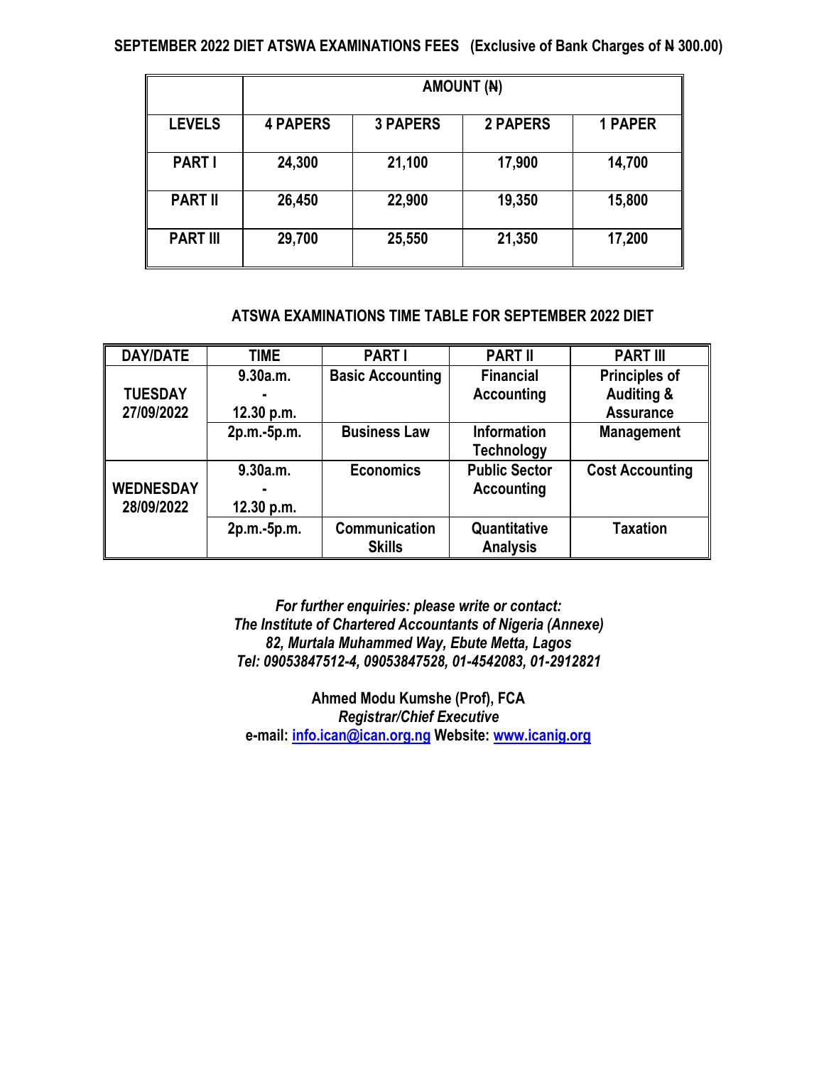**SEPTEMBER 2022 DIET ATSWA EXAMINATIONS FEES (Exclusive of Bank Charges of ₦ 300.00)**

| | AMOUNT (₦) | | | |
|---|---|---|---|---|
| LEVELS | 4 PAPERS | 3 PAPERS | 2 PAPERS | 1 PAPER |
| PART I | 24,300 | 21,100 | 17,900 | 14,700 |
| PART II | 26,450 | 22,900 | 19,350 | 15,800 |
| PART III | 29,700 | 25,550 | 21,350 | 17,200 |

**ATSWA EXAMINATIONS TIME TABLE FOR SEPTEMBER 2022 DIET**

| DAY/DATE | TIME | PART I | PART II | PART III |
|---|---|---|---|---|
| TUESDAY 27/09/2022 | 9.30a.m. - 12.30 p.m. | Basic Accounting | Financial Accounting | Principles of Auditing & Assurance |
| | 2p.m.-5p.m. | Business Law | Information Technology | Management |
| WEDNESDAY 28/09/2022 | 9.30a.m. - 12.30 p.m. | Economics | Public Sector Accounting | Cost Accounting |
| | 2p.m.-5p.m. | Communication Skills | Quantitative Analysis | Taxation |

***For further enquiries: please write or contact:***
***The Institute of Chartered Accountants of Nigeria (Annexe)***
***82, Murtala Muhammed Way, Ebute Metta, Lagos***
***Tel: 09053847512-4, 09053847528, 01-4542083, 01-2912821***

**Ahmed Modu Kumshe (Prof), FCA**
***Registrar/Chief Executive***
**e-mail: info.ican@ican.org.ng Website: www.icanig.org**